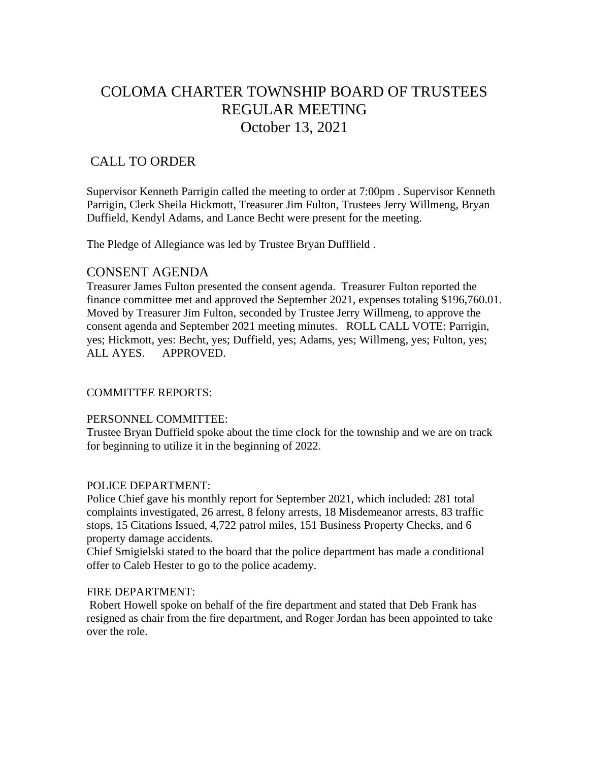# COLOMA CHARTER TOWNSHIP BOARD OF TRUSTEES REGULAR MEETING October 13, 2021

## CALL TO ORDER

Supervisor Kenneth Parrigin called the meeting to order at 7:00pm . Supervisor Kenneth Parrigin, Clerk Sheila Hickmott, Treasurer Jim Fulton, Trustees Jerry Willmeng, Bryan Duffield, Kendyl Adams, and Lance Becht were present for the meeting.

The Pledge of Allegiance was led by Trustee Bryan Dufflield .

## CONSENT AGENDA

Treasurer James Fulton presented the consent agenda. Treasurer Fulton reported the finance committee met and approved the September 2021, expenses totaling $196,760.01. Moved by Treasurer Jim Fulton, seconded by Trustee Jerry Willmeng, to approve the consent agenda and September 2021 meeting minutes. ROLL CALL VOTE: Parrigin, yes; Hickmott, yes: Becht, yes; Duffield, yes; Adams, yes; Willmeng, yes; Fulton, yes; ALL AYES. APPROVED.

COMMITTEE REPORTS:

PERSONNEL COMMITTEE:
Trustee Bryan Duffield spoke about the time clock for the township and we are on track for beginning to utilize it in the beginning of 2022.

POLICE DEPARTMENT:
Police Chief gave his monthly report for September 2021, which included: 281 total complaints investigated, 26 arrest, 8 felony arrests, 18 Misdemeanor arrests, 83 traffic stops, 15 Citations Issued, 4,722 patrol miles, 151 Business Property Checks, and 6 property damage accidents.
Chief Smigielski stated to the board that the police department has made a conditional offer to Caleb Hester to go to the police academy.

FIRE DEPARTMENT:
Robert Howell spoke on behalf of the fire department and stated that Deb Frank has resigned as chair from the fire department, and Roger Jordan has been appointed to take over the role.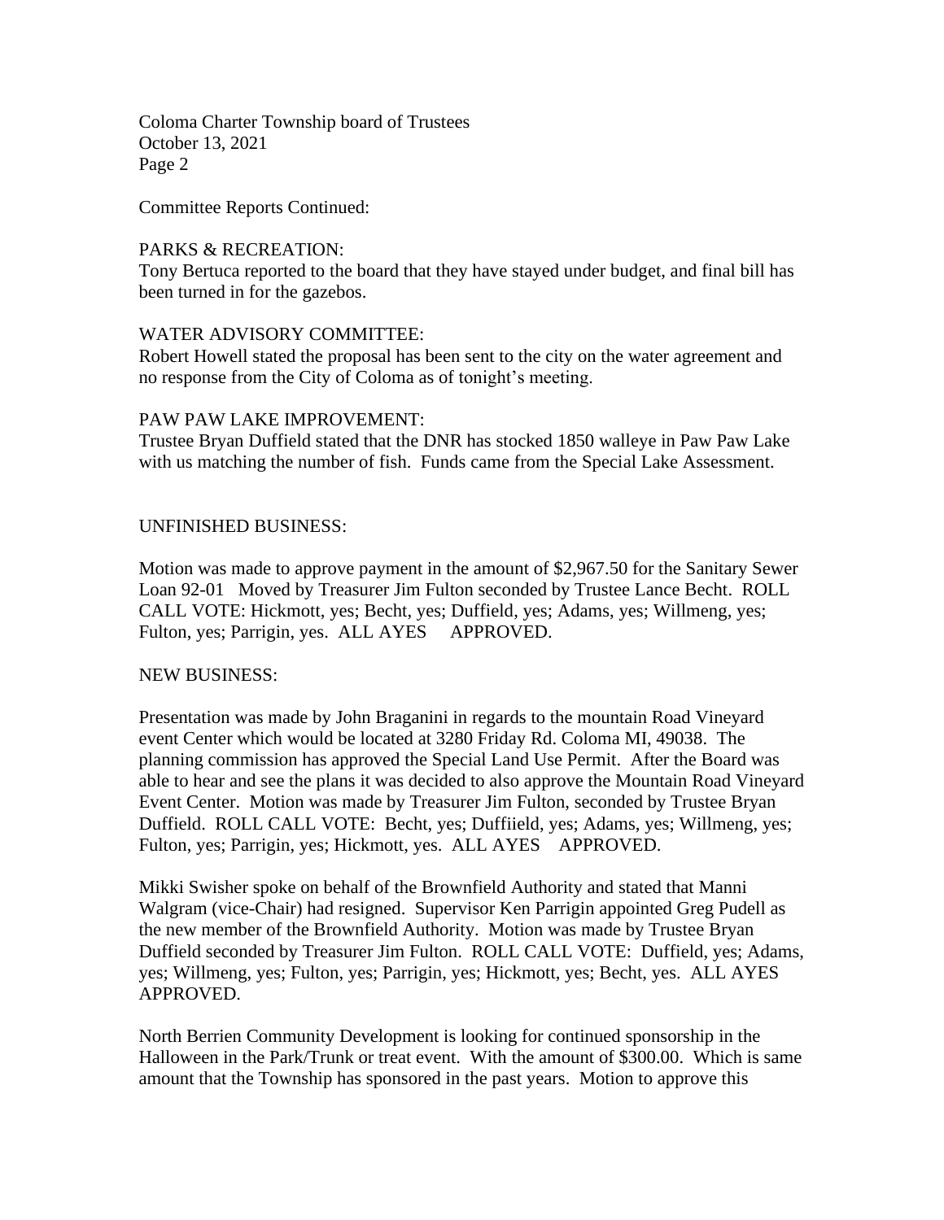Committee Reports Continued:

PARKS & RECREATION:
Tony Bertuca reported to the board that they have stayed under budget, and final bill has been turned in for the gazebos.

WATER ADVISORY COMMITTEE:
Robert Howell stated the proposal has been sent to the city on the water agreement and no response from the City of Coloma as of tonight's meeting.

PAW PAW LAKE IMPROVEMENT:
Trustee Bryan Duffield stated that the DNR has stocked 1850 walleye in Paw Paw Lake with us matching the number of fish. Funds came from the Special Lake Assessment.

UNFINISHED BUSINESS:

Motion was made to approve payment in the amount of $2,967.50 for the Sanitary Sewer Loan 92-01 Moved by Treasurer Jim Fulton seconded by Trustee Lance Becht. ROLL CALL VOTE: Hickmott, yes; Becht, yes; Duffield, yes; Adams, yes; Willmeng, yes; Fulton, yes; Parrigin, yes. ALL AYES APPROVED.

NEW BUSINESS:

Presentation was made by John Braganini in regards to the mountain Road Vineyard event Center which would be located at 3280 Friday Rd. Coloma MI, 49038. The planning commission has approved the Special Land Use Permit. After the Board was able to hear and see the plans it was decided to also approve the Mountain Road Vineyard Event Center. Motion was made by Treasurer Jim Fulton, seconded by Trustee Bryan Duffield. ROLL CALL VOTE: Becht, yes; Duffiield, yes; Adams, yes; Willmeng, yes; Fulton, yes; Parrigin, yes; Hickmott, yes. ALL AYES APPROVED.

Mikki Swisher spoke on behalf of the Brownfield Authority and stated that Manni Walgram (vice-Chair) had resigned. Supervisor Ken Parrigin appointed Greg Pudell as the new member of the Brownfield Authority. Motion was made by Trustee Bryan Duffield seconded by Treasurer Jim Fulton. ROLL CALL VOTE: Duffield, yes; Adams, yes; Willmeng, yes; Fulton, yes; Parrigin, yes; Hickmott, yes; Becht, yes. ALL AYES APPROVED.

North Berrien Community Development is looking for continued sponsorship in the Halloween in the Park/Trunk or treat event. With the amount of $300.00. Which is same amount that the Township has sponsored in the past years. Motion to approve this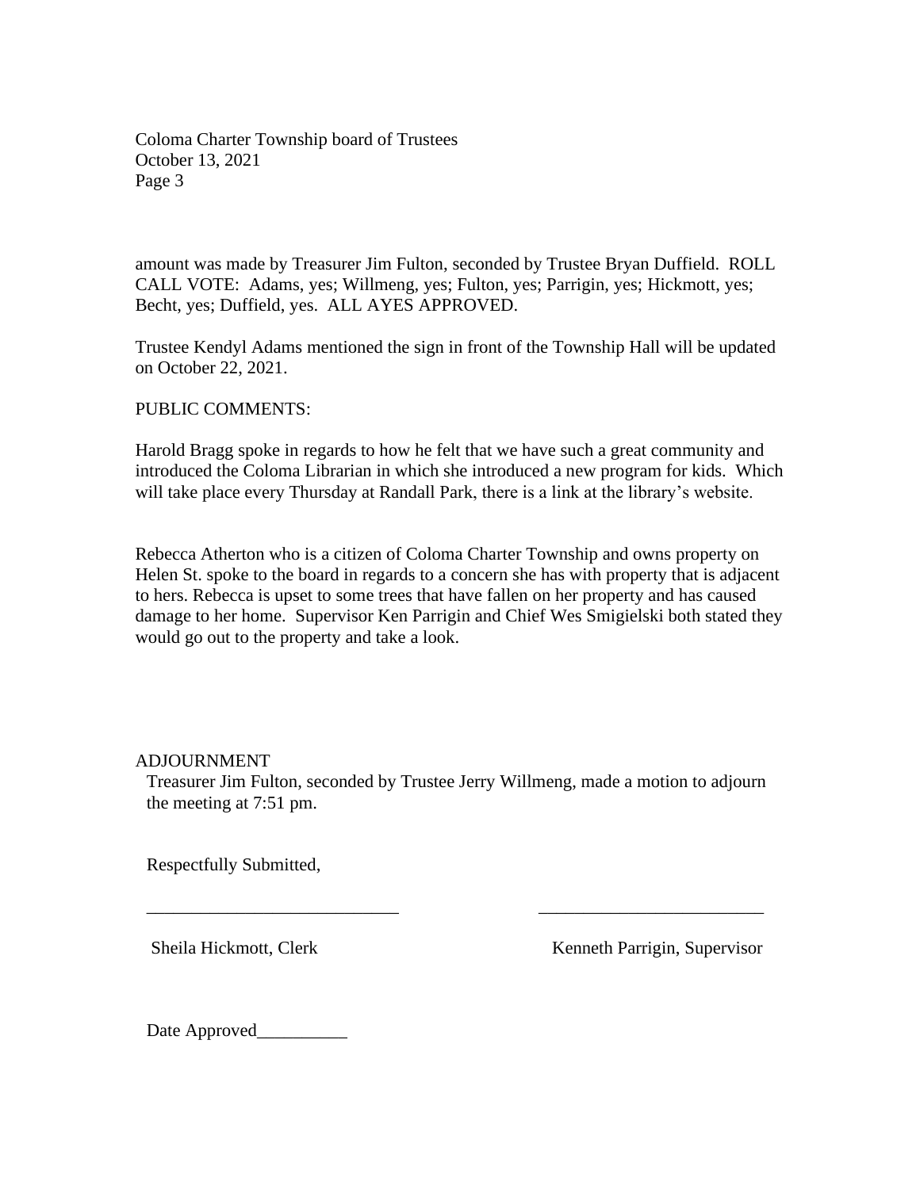amount was made by Treasurer Jim Fulton, seconded by Trustee Bryan Duffield. ROLL CALL VOTE: Adams, yes; Willmeng, yes; Fulton, yes; Parrigin, yes; Hickmott, yes; Becht, yes; Duffield, yes. ALL AYES APPROVED.

Trustee Kendyl Adams mentioned the sign in front of the Township Hall will be updated on October 22, 2021.

PUBLIC COMMENTS:

Harold Bragg spoke in regards to how he felt that we have such a great community and introduced the Coloma Librarian in which she introduced a new program for kids. Which will take place every Thursday at Randall Park, there is a link at the library's website.

Rebecca Atherton who is a citizen of Coloma Charter Township and owns property on Helen St. spoke to the board in regards to a concern she has with property that is adjacent to hers. Rebecca is upset to some trees that have fallen on her property and has caused damage to her home. Supervisor Ken Parrigin and Chief Wes Smigielski both stated they would go out to the property and take a look.

ADJOURNMENT

Treasurer Jim Fulton, seconded by Trustee Jerry Willmeng, made a motion to adjourn the meeting at 7:51 pm.

Respectfully Submitted,

\_\_\_\_\_\_\_\_\_\_\_\_\_\_\_\_\_\_\_\_\_\_\_\_\_\_\_\_ \_\_\_\_\_\_\_\_\_\_\_\_\_\_\_\_\_\_\_\_\_\_\_\_\_\_

Sheila Hickmott, Clerk Kenneth Parrigin, Supervisor

Date Approved\_\_\_\_\_\_\_\_\_\_